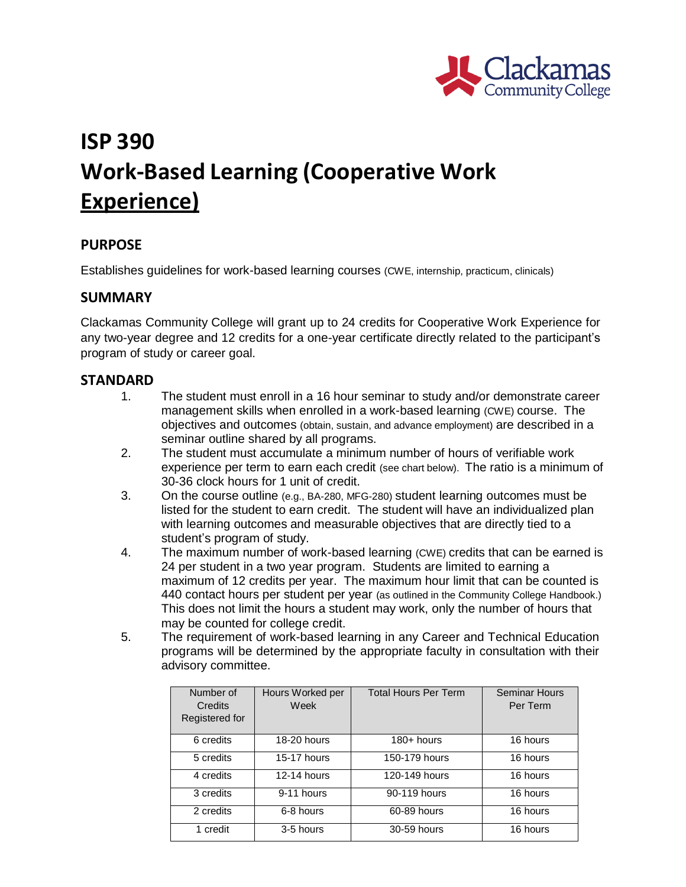# ISP 390
# Work-Based Learning (Cooperative Work Experience)

## PURPOSE

Establishes guidelines for work-based learning courses (CWE, internship, practicum, clinicals)

## SUMMARY

Clackamas Community College will grant up to 24 credits for Cooperative Work Experience for any two-year degree and 12 credits for a one-year certificate directly related to the participant's program of study or career goal.

## STANDARD

1. The student must enroll in a 16 hour seminar to study and/or demonstrate career management skills when enrolled in a work-based learning (CWE) course. The objectives and outcomes (obtain, sustain, and advance employment) are described in a seminar outline shared by all programs.
2. The student must accumulate a minimum number of hours of verifiable work experience per term to earn each credit (see chart below). The ratio is a minimum of 30-36 clock hours for 1 unit of credit.
3. On the course outline (e.g., BA-280, MFG-280) student learning outcomes must be listed for the student to earn credit. The student will have an individualized plan with learning outcomes and measurable objectives that are directly tied to a student's program of study.
4. The maximum number of work-based learning (CWE) credits that can be earned is 24 per student in a two year program. Students are limited to earning a maximum of 12 credits per year. The maximum hour limit that can be counted is 440 contact hours per student per year (as outlined in the Community College Handbook.) This does not limit the hours a student may work, only the number of hours that may be counted for college credit.
5. The requirement of work-based learning in any Career and Technical Education programs will be determined by the appropriate faculty in consultation with their advisory committee.

| Number of Credits Registered for | Hours Worked per Week | Total Hours Per Term | Seminar Hours Per Term |
|---|---|---|---|
| 6 credits | 18-20 hours | 180+ hours | 16 hours |
| 5 credits | 15-17 hours | 150-179 hours | 16 hours |
| 4 credits | 12-14 hours | 120-149 hours | 16 hours |
| 3 credits | 9-11 hours | 90-119 hours | 16 hours |
| 2 credits | 6-8 hours | 60-89 hours | 16 hours |
| 1 credit | 3-5 hours | 30-59 hours | 16 hours |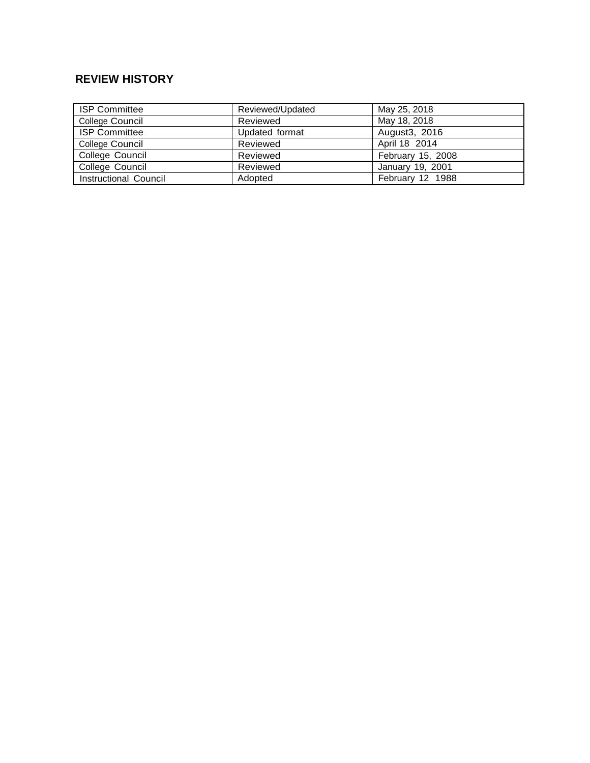## REVIEW HISTORY

| | | |
|---|---|---|
| ISP Committee | Reviewed/Updated | May 25, 2018 |
| College Council | Reviewed | May 18, 2018 |
| ISP Committee | Updated format | August3, 2016 |
| College Council | Reviewed | April 18 2014 |
| College Council | Reviewed | February 15, 2008 |
| College Council | Reviewed | January 19, 2001 |
| Instructional Council | Adopted | February 12 1988 |